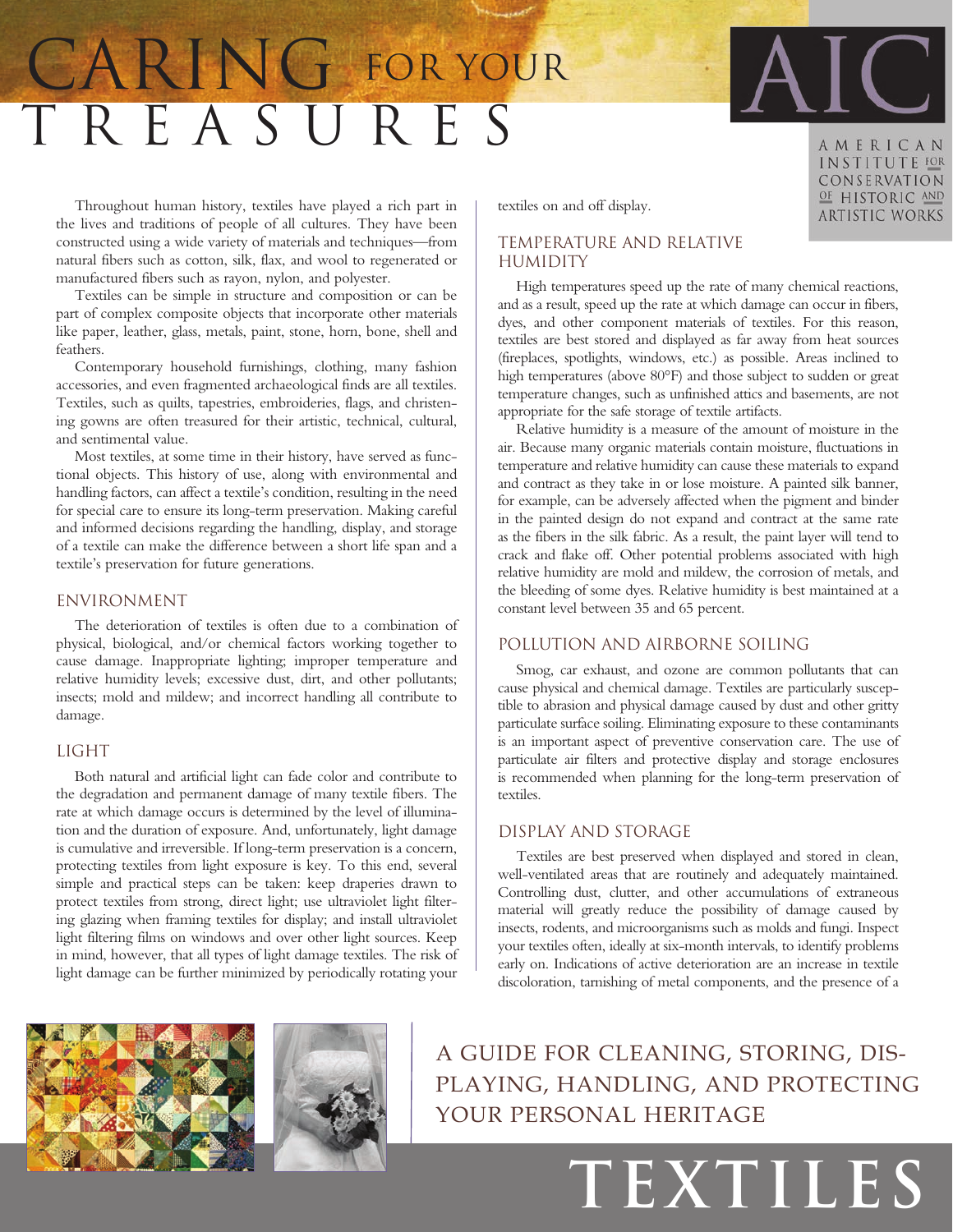# CARING FOR YOUR TREASURES

AMERICAN INSTITUTE FOR CONSERVATION OF HISTORIC AND ARTISTIC WORKS

Throughout human history, textiles have played a rich part in the lives and traditions of people of all cultures. They have been constructed using a wide variety of materials and techniques—from natural fibers such as cotton, silk, flax, and wool to regenerated or manufactured fibers such as rayon, nylon, and polyester.

Textiles can be simple in structure and composition or can be part of complex composite objects that incorporate other materials like paper, leather, glass, metals, paint, stone, horn, bone, shell and feathers.

Contemporary household furnishings, clothing, many fashion accessories, and even fragmented archaeological finds are all textiles. Textiles, such as quilts, tapestries, embroideries, flags, and christening gowns are often treasured for their artistic, technical, cultural, and sentimental value.

Most textiles, at some time in their history, have served as functional objects. This history of use, along with environmental and handling factors, can affect a textile's condition, resulting in the need for special care to ensure its long-term preservation. Making careful and informed decisions regarding the handling, display, and storage of a textile can make the difference between a short life span and a textile's preservation for future generations.

## ENVIRONMENT

The deterioration of textiles is often due to a combination of physical, biological, and/or chemical factors working together to cause damage. Inappropriate lighting; improper temperature and relative humidity levels; excessive dust, dirt, and other pollutants; insects; mold and mildew; and incorrect handling all contribute to damage.

## LIGHT

Both natural and artificial light can fade color and contribute to the degradation and permanent damage of many textile fibers. The rate at which damage occurs is determined by the level of illumination and the duration of exposure. And, unfortunately, light damage is cumulative and irreversible. If long-term preservation is a concern, protecting textiles from light exposure is key. To this end, several simple and practical steps can be taken: keep draperies drawn to protect textiles from strong, direct light; use ultraviolet light filtering glazing when framing textiles for display; and install ultraviolet light filtering films on windows and over other light sources. Keep in mind, however, that all types of light damage textiles. The risk of light damage can be further minimized by periodically rotating your textiles on and off display.

## TEMPERATURE AND RELATIVE HUMIDITY

High temperatures speed up the rate of many chemical reactions, and as a result, speed up the rate at which damage can occur in fibers, dyes, and other component materials of textiles. For this reason, textiles are best stored and displayed as far away from heat sources (fireplaces, spotlights, windows, etc.) as possible. Areas inclined to high temperatures (above 80°F) and those subject to sudden or great temperature changes, such as unfinished attics and basements, are not appropriate for the safe storage of textile artifacts.

Relative humidity is a measure of the amount of moisture in the air. Because many organic materials contain moisture, fluctuations in temperature and relative humidity can cause these materials to expand and contract as they take in or lose moisture. A painted silk banner, for example, can be adversely affected when the pigment and binder in the painted design do not expand and contract at the same rate as the fibers in the silk fabric. As a result, the paint layer will tend to crack and flake off. Other potential problems associated with high relative humidity are mold and mildew, the corrosion of metals, and the bleeding of some dyes. Relative humidity is best maintained at a constant level between 35 and 65 percent.

## POLLUTION AND AIRBORNE SOILING

Smog, car exhaust, and ozone are common pollutants that can cause physical and chemical damage. Textiles are particularly susceptible to abrasion and physical damage caused by dust and other gritty particulate surface soiling. Eliminating exposure to these contaminants is an important aspect of preventive conservation care. The use of particulate air filters and protective display and storage enclosures is recommended when planning for the long-term preservation of textiles.

## DISPLAY AND STORAGE

Textiles are best preserved when displayed and stored in clean, well-ventilated areas that are routinely and adequately maintained. Controlling dust, clutter, and other accumulations of extraneous material will greatly reduce the possibility of damage caused by insects, rodents, and microorganisms such as molds and fungi. Inspect your textiles often, ideally at six-month intervals, to identify problems early on. Indications of active deterioration are an increase in textile discoloration, tarnishing of metal components, and the presence of a

A GUIDE FOR CLEANING, STORING, DISPLAYING, HANDLING, AND PROTECTING YOUR PERSONAL HERITAGE

# TEXTILES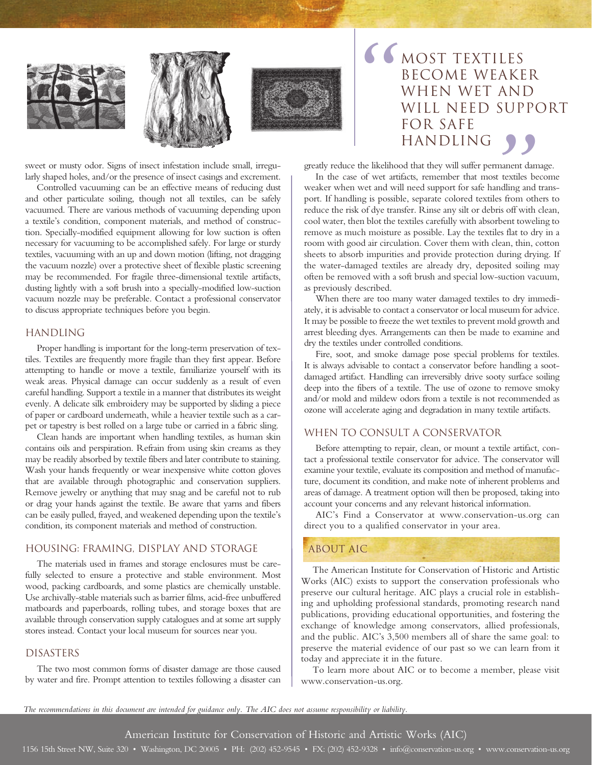sweet or musty odor. Signs of insect infestation include small, irregularly shaped holes, and/or the presence of insect casings and excrement.

Controlled vacuuming can be an effective means of reducing dust and other particulate soiling, though not all textiles, can be safely vacuumed. There are various methods of vacuuming depending upon a textile's condition, component materials, and method of construction. Specially-modified equipment allowing for low suction is often necessary for vacuuming to be accomplished safely. For large or sturdy textiles, vacuuming with an up and down motion (lifting, not dragging the vacuum nozzle) over a protective sheet of flexible plastic screening may be recommended. For fragile three-dimensional textile artifacts, dusting lightly with a soft brush into a specially-modified low-suction vacuum nozzle may be preferable. Contact a professional conservator to discuss appropriate techniques before you begin.

## HANDLING

Proper handling is important for the long-term preservation of textiles. Textiles are frequently more fragile than they first appear. Before attempting to handle or move a textile, familiarize yourself with its weak areas. Physical damage can occur suddenly as a result of even careful handling. Support a textile in a manner that distributes its weight evenly. A delicate silk embroidery may be supported by sliding a piece of paper or cardboard underneath, while a heavier textile such as a carpet or tapestry is best rolled on a large tube or carried in a fabric sling.

Clean hands are important when handling textiles, as human skin contains oils and perspiration. Refrain from using skin creams as they may be readily absorbed by textile fibers and later contribute to staining. Wash your hands frequently or wear inexpensive white cotton gloves that are available through photographic and conservation suppliers. Remove jewelry or anything that may snag and be careful not to rub or drag your hands against the textile. Be aware that yarns and fibers can be easily pulled, frayed, and weakened depending upon the textile's condition, its component materials and method of construction.

## HOUSING: FRAMING, DISPLAY AND STORAGE

The materials used in frames and storage enclosures must be carefully selected to ensure a protective and stable environment. Most wood, packing cardboards, and some plastics are chemically unstable. Use archivally-stable materials such as barrier films, acid-free unbuffered matboards and paperboards, rolling tubes, and storage boxes that are available through conservation supply catalogues and at some art supply stores instead. Contact your local museum for sources near you.

## DISASTERS

The two most common forms of disaster damage are those caused by water and fire. Prompt attention to textiles following a disaster can greatly reduce the likelihood that they will suffer permanent damage.

> "MOST TEXTILES BECOME WEAKER WHEN WET AND WILL NEED SUPPORT FOR SAFE HANDLING"

In the case of wet artifacts, remember that most textiles become weaker when wet and will need support for safe handling and transport. If handling is possible, separate colored textiles from others to reduce the risk of dye transfer. Rinse any silt or debris off with clean, cool water, then blot the textiles carefully with absorbent toweling to remove as much moisture as possible. Lay the textiles flat to dry in a room with good air circulation. Cover them with clean, thin, cotton sheets to absorb impurities and provide protection during drying. If the water-damaged textiles are already dry, deposited soiling may often be removed with a soft brush and special low-suction vacuum, as previously described.

When there are too many water damaged textiles to dry immediately, it is advisable to contact a conservator or local museum for advice. It may be possible to freeze the wet textiles to prevent mold growth and arrest bleeding dyes. Arrangements can then be made to examine and dry the textiles under controlled conditions.

Fire, soot, and smoke damage pose special problems for textiles. It is always advisable to contact a conservator before handling a soot-damaged artifact. Handling can irreversibly drive sooty surface soiling deep into the fibers of a textile. The use of ozone to remove smoky and/or mold and mildew odors from a textile is not recommended as ozone will accelerate aging and degradation in many textile artifacts.

## WHEN TO CONSULT A CONSERVATOR

Before attempting to repair, clean, or mount a textile artifact, contact a professional textile conservator for advice. The conservator will examine your textile, evaluate its composition and method of manufacture, document its condition, and make note of inherent problems and areas of damage. A treatment option will then be proposed, taking into account your concerns and any relevant historical information.

AIC's Find a Conservator at www.conservation-us.org can direct you to a qualified conservator in your area.

## ABOUT AIC

The American Institute for Conservation of Historic and Artistic Works (AIC) exists to support the conservation professionals who preserve our cultural heritage. AIC plays a crucial role in establishing and upholding professional standards, promoting research nand publications, providing educational opportunities, and fostering the exchange of knowledge among conservators, allied professionals, and the public. AIC's 3,500 members all of share the same goal: to preserve the material evidence of our past so we can learn from it today and appreciate it in the future.

To learn more about AIC or to become a member, please visit www.conservation-us.org.

*The recommendations in this document are intended for guidance only. The AIC does not assume responsibility or liability.*

American Institute for Conservation of Historic and Artistic Works (AIC)

1156 15th Street NW, Suite 320 • Washington, DC 20005 • PH: (202) 452-9545 • FX: (202) 452-9328 • info@conservation-us.org • www.conservation-us.org